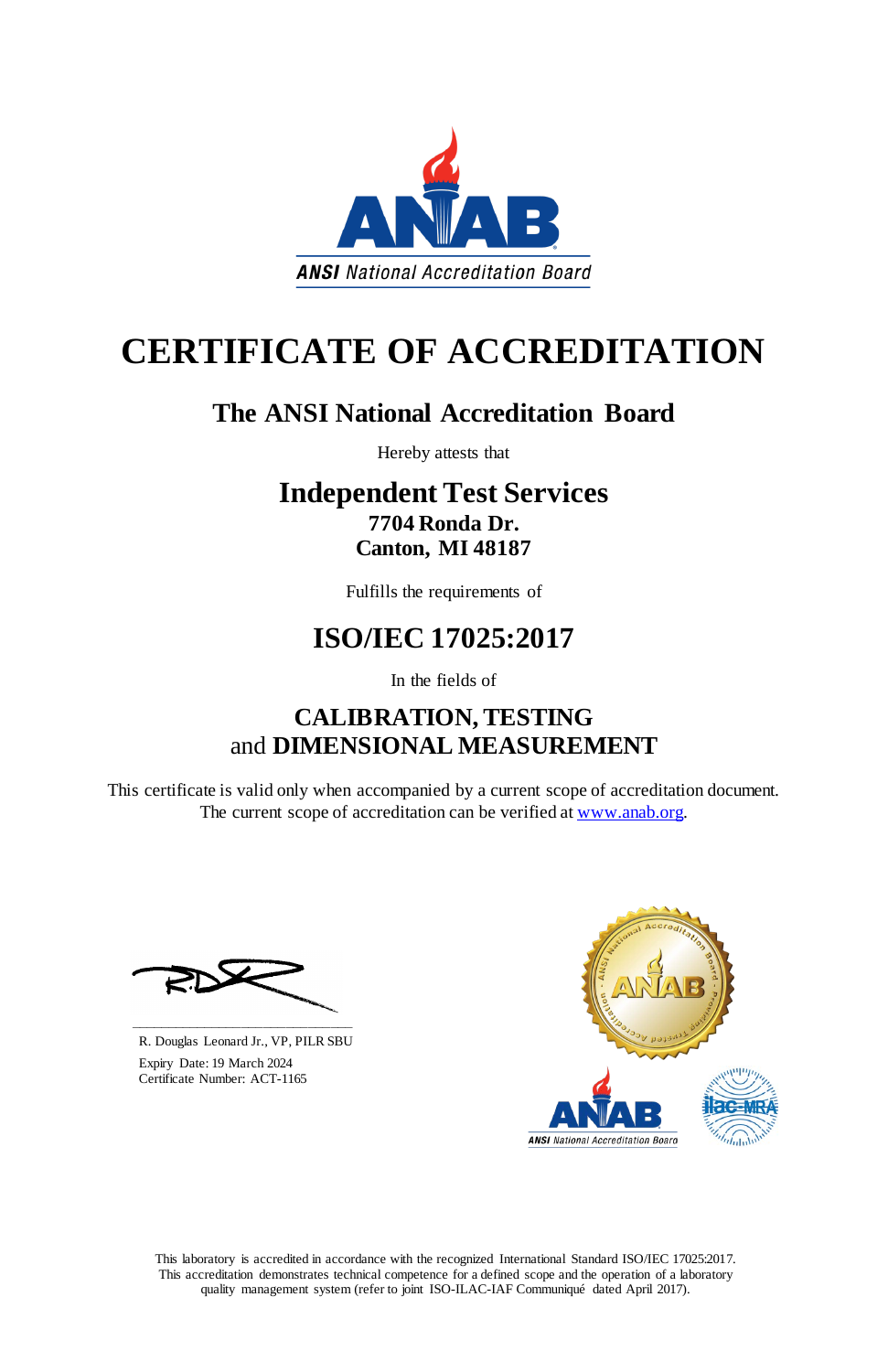ANSI National Accreditation Board

# CERTIFICATE OF ACCREDITATION

## The ANSI National Accreditation Board

Hereby attests that

## Independent Test Services

**7704 Ronda Dr.**
**Canton, MI 48187**

Fulfills the requirements of

## ISO/IEC 17025:2017

In the fields of

## CALIBRATION, TESTING
## and DIMENSIONAL MEASUREMENT

This certificate is valid only when accompanied by a current scope of accreditation document.
The current scope of accreditation can be verified at www.anab.org.

R. Douglas Leonard Jr., VP, PILR SBU
Expiry Date: 19 March 2024
Certificate Number: ACT-1165

This laboratory is accredited in accordance with the recognized International Standard ISO/IEC 17025:2017. This accreditation demonstrates technical competence for a defined scope and the operation of a laboratory quality management system (refer to joint ISO-ILAC-IAF Communiqué dated April 2017).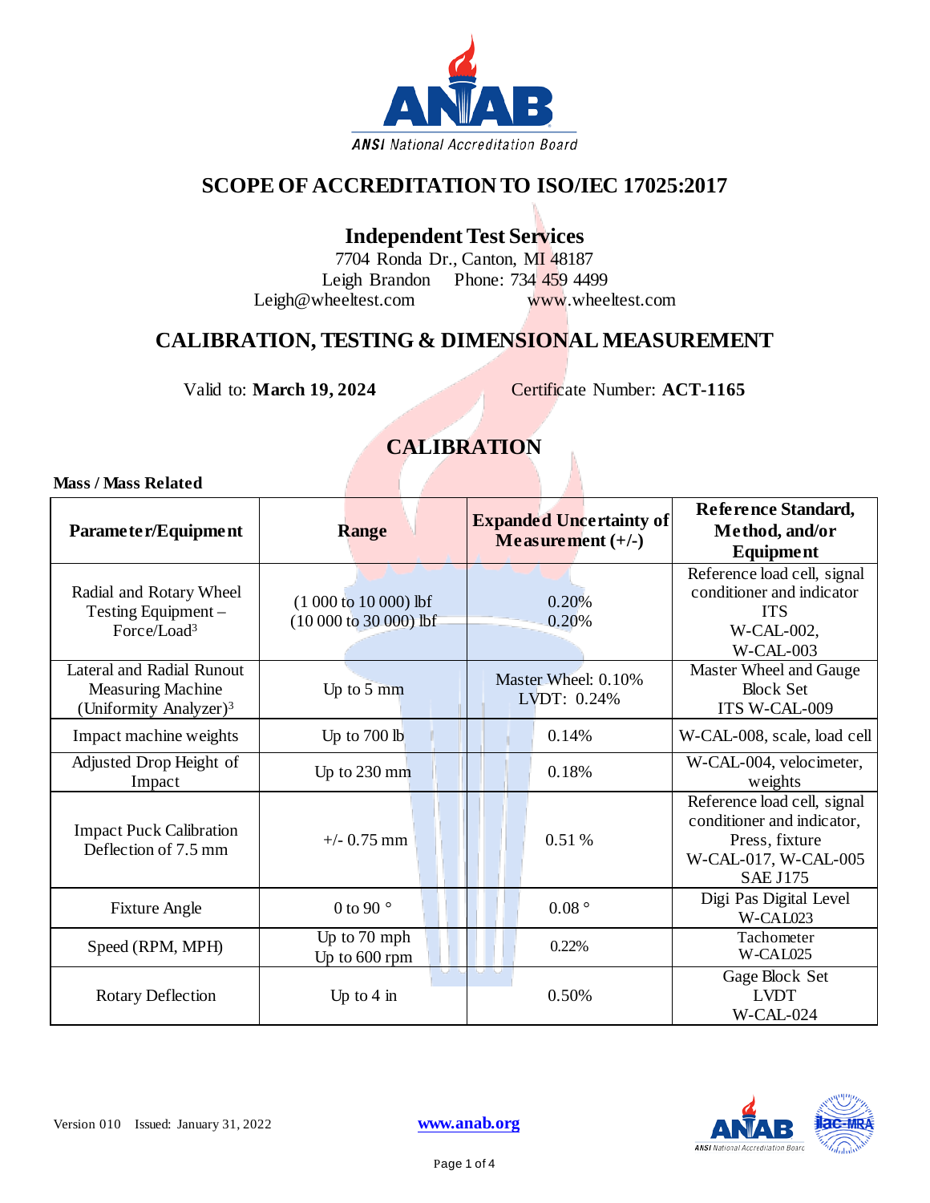# SCOPE OF ACCREDITATION TO ISO/IEC 17025:2017

## Independent Test Services

7704 Ronda Dr., Canton, MI 48187
Leigh Brandon Phone: 734 459 4499
Leigh@wheeltest.com www.wheeltest.com

## CALIBRATION, TESTING & DIMENSIONAL MEASUREMENT

Valid to: **March 19, 2024** Certificate Number: **ACT-1165**

## CALIBRATION

**Mass / Mass Related**

| Parameter/Equipment | Range | Expanded Uncertainty of Measurement (+/-) | Reference Standard, Method, and/or Equipment |
|---|---|---|---|
| Radial and Rotary Wheel Testing Equipment – Force/Load[3] | (1 000 to 10 000) lbf<br>(10 000 to 30 000) lbf | 0.20%<br>0.20% | Reference load cell, signal conditioner and indicator<br>ITS<br>W-CAL-002,<br>W-CAL-003 |
| Lateral and Radial Runout Measuring Machine (Uniformity Analyzer)[3] | Up to 5 mm | Master Wheel: 0.10%<br>LVDT: 0.24% | Master Wheel and Gauge Block Set<br>ITS W-CAL-009 |
| Impact machine weights | Up to 700 lb | 0.14% | W-CAL-008, scale, load cell |
| Adjusted Drop Height of Impact | Up to 230 mm | 0.18% | W-CAL-004, velocimeter, weights |
| Impact Puck Calibration Deflection of 7.5 mm | +/- 0.75 mm | 0.51 % | Reference load cell, signal conditioner and indicator, Press, fixture<br>W-CAL-017, W-CAL-005<br>SAE J175 |
| Fixture Angle | 0 to 90 ° | 0.08 ° | Digi Pas Digital Level<br>W-CAL023 |
| Speed (RPM, MPH) | Up to 70 mph<br>Up to 600 rpm | 0.22% | Tachometer<br>W-CAL025 |
| Rotary Deflection | Up to 4 in | 0.50% | Gage Block Set<br>LVDT<br>W-CAL-024 |

Version 010 Issued: January 31, 2022 www.anab.org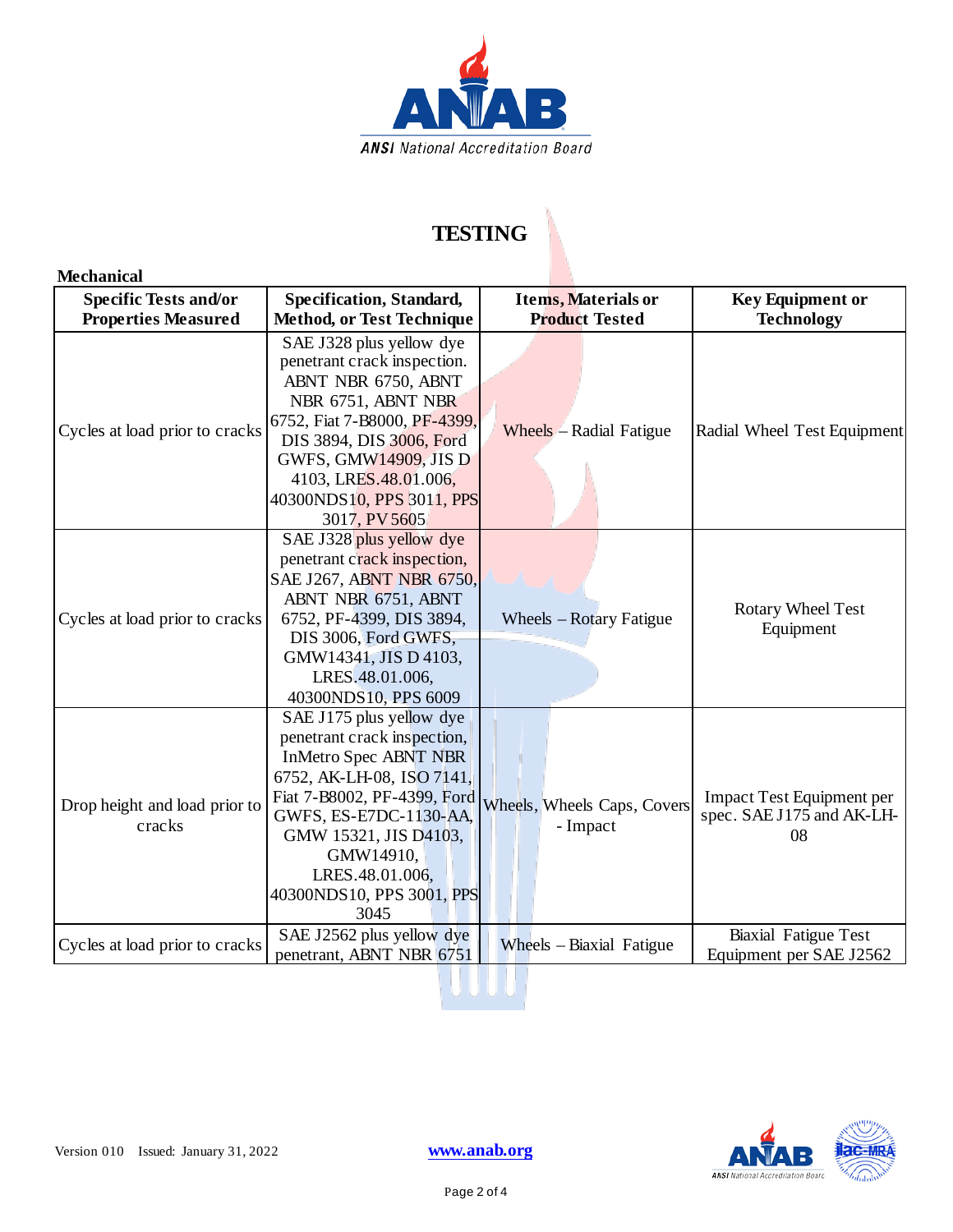# TESTING

**Mechanical**

| Specific Tests and/or Properties Measured | Specification, Standard, Method, or Test Technique | Items, Materials or Product Tested | Key Equipment or Technology |
|---|---|---|---|
| Cycles at load prior to cracks | SAE J328 plus yellow dye penetrant crack inspection. ABNT NBR 6750, ABNT NBR 6751, ABNT NBR 6752, Fiat 7-B8000, PF-4399, DIS 3894, DIS 3006, Ford GWFS, GMW14909, JIS D 4103, LRES.48.01.006, 40300NDS10, PPS 3011, PPS 3017, PV 5605 | Wheels – Radial Fatigue | Radial Wheel Test Equipment |
| Cycles at load prior to cracks | SAE J328 plus yellow dye penetrant crack inspection, SAE J267, ABNT NBR 6750, ABNT NBR 6751, ABNT 6752, PF-4399, DIS 3894, DIS 3006, Ford GWFS, GMW14341, JIS D 4103, LRES.48.01.006, 40300NDS10, PPS 6009 | Wheels – Rotary Fatigue | Rotary Wheel Test Equipment |
| Drop height and load prior to cracks | SAE J175 plus yellow dye penetrant crack inspection, InMetro Spec ABNT NBR 6752, AK-LH-08, ISO 7141, Fiat 7-B8002, PF-4399, Ford GWFS, ES-E7DC-1130-AA, GMW 15321, JIS D4103, GMW14910, LRES.48.01.006, 40300NDS10, PPS 3001, PPS 3045 | Wheels, Wheels Caps, Covers - Impact | Impact Test Equipment per spec. SAE J175 and AK-LH-08 |
| Cycles at load prior to cracks | SAE J2562 plus yellow dye penetrant, ABNT NBR 6751 | Wheels – Biaxial Fatigue | Biaxial Fatigue Test Equipment per SAE J2562 |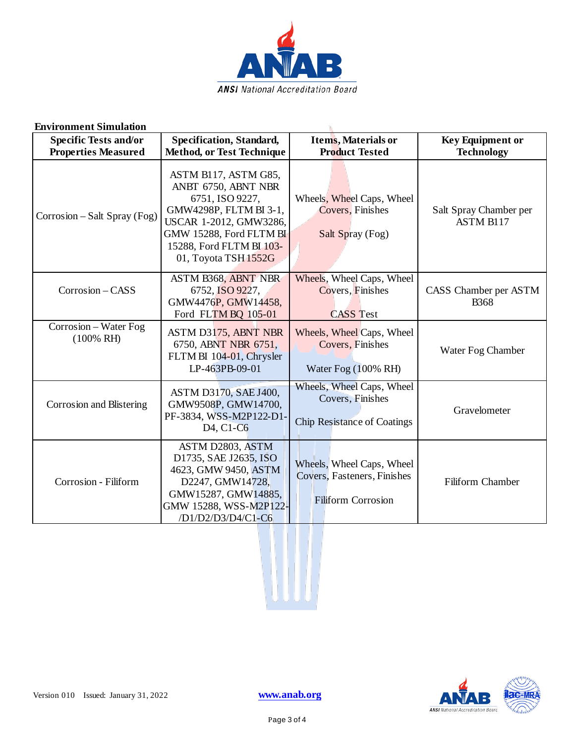**Environment Simulation**

| Specific Tests and/or Properties Measured | Specification, Standard, Method, or Test Technique | Items, Materials or Product Tested | Key Equipment or Technology |
|---|---|---|---|
| Corrosion – Salt Spray (Fog) | ASTM B117, ASTM G85, ANBT 6750, ABNT NBR 6751, ISO 9227, GMW4298P, FLTM BI 3-1, USCAR 1-2012, GMW3286, GMW 15288, Ford FLTM BI 15288, Ford FLTM BI 103-01, Toyota TSH 1552G | Wheels, Wheel Caps, Wheel Covers, Finishes<br><br>Salt Spray (Fog) | Salt Spray Chamber per ASTM B117 |
| Corrosion – CASS | ASTM B368, ABNT NBR 6752, ISO 9227, GMW4476P, GMW14458, Ford FLTM BQ 105-01 | Wheels, Wheel Caps, Wheel Covers, Finishes<br><br>CASS Test | CASS Chamber per ASTM B368 |
| Corrosion – Water Fog (100% RH) | ASTM D3175, ABNT NBR 6750, ABNT NBR 6751, FLTM BI 104-01, Chrysler LP-463PB-09-01 | Wheels, Wheel Caps, Wheel Covers, Finishes<br><br>Water Fog (100% RH) | Water Fog Chamber |
| Corrosion and Blistering | ASTM D3170, SAE J400, GMW9508P, GMW14700, PF-3834, WSS-M2P122-D1-D4, C1-C6 | Wheels, Wheel Caps, Wheel Covers, Finishes<br><br>Chip Resistance of Coatings | Gravelometer |
| Corrosion - Filiform | ASTM D2803, ASTM D1735, SAE J2635, ISO 4623, GMW 9450, ASTM D2247, GMW14728, GMW15287, GMW14885, GMW 15288, WSS-M2P122-/D1/D2/D3/D4/C1-C6 | Wheels, Wheel Caps, Wheel Covers, Fasteners, Finishes<br><br>Filiform Corrosion | Filiform Chamber |

Version 010 Issued: January 31, 2022 www.anab.org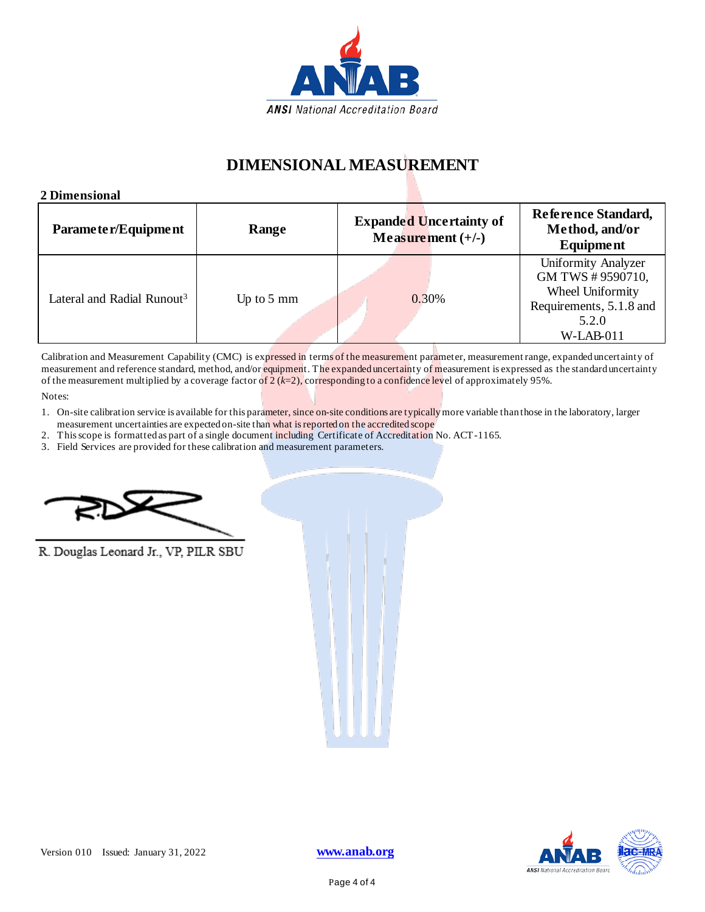# DIMENSIONAL MEASUREMENT

**2 Dimensional**

| Parameter/Equipment | Range | Expanded Uncertainty of Measurement (+/-) | Reference Standard, Method, and/or Equipment |
|---|---|---|---|
| Lateral and Radial Runout[3] | Up to 5 mm | 0.30% | Uniformity Analyzer GM TWS # 9590710, Wheel Uniformity Requirements, 5.1.8 and 5.2.0 W-LAB-011 |

Calibration and Measurement Capability (CMC) is expressed in terms of the measurement parameter, measurement range, expanded uncertainty of measurement and reference standard, method, and/or equipment. The expanded uncertainty of measurement is expressed as the standard uncertainty of the measurement multiplied by a coverage factor of 2 ($k$=2), corresponding to a confidence level of approximately 95%.

Notes:

1. On-site calibration service is available for this parameter, since on-site conditions are typically more variable than those in the laboratory, larger measurement uncertainties are expected on-site than what is reported on the accredited scope
2. This scope is formatted as part of a single document including Certificate of Accreditation No. ACT-1165.
3. Field Services are provided for these calibration and measurement parameters.

R. Douglas Leonard Jr., VP, PILR SBU

Version 010 Issued: January 31, 2022

www.anab.org